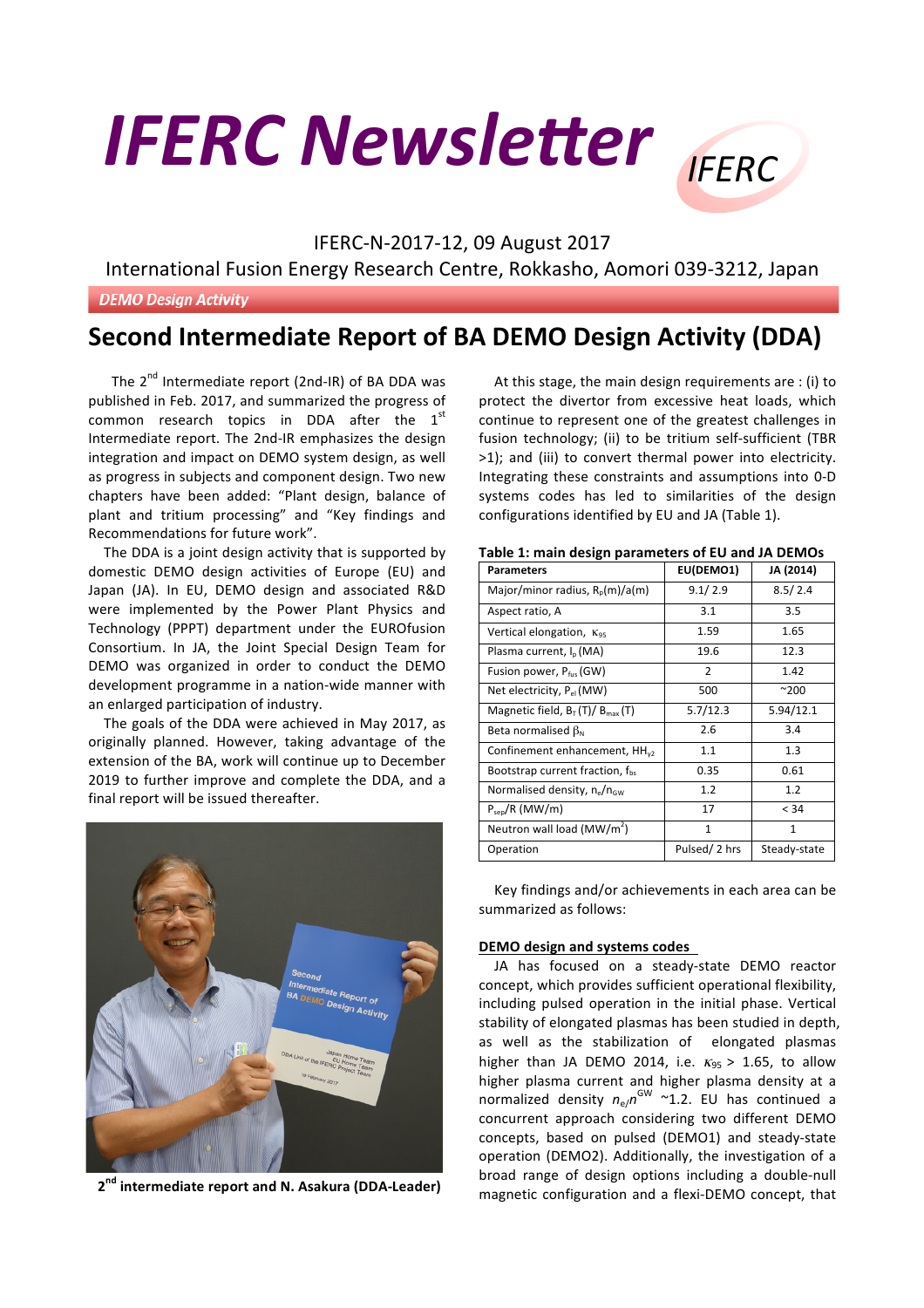# IFERC Newsletter

IFERC-N-2017-12, 09 August 2017

International Fusion Energy Research Centre, Rokkasho, Aomori 039-3212, Japan

*DEMO Design Activity*

## Second Intermediate Report of BA DEMO Design Activity (DDA)

The 2nd Intermediate report (2nd-IR) of BA DDA was published in Feb. 2017, and summarized the progress of common research topics in DDA after the 1st Intermediate report. The 2nd-IR emphasizes the design integration and impact on DEMO system design, as well as progress in subjects and component design. Two new chapters have been added: "Plant design, balance of plant and tritium processing" and "Key findings and Recommendations for future work".

The DDA is a joint design activity that is supported by domestic DEMO design activities of Europe (EU) and Japan (JA). In EU, DEMO design and associated R&D were implemented by the Power Plant Physics and Technology (PPPT) department under the EUROfusion Consortium. In JA, the Joint Special Design Team for DEMO was organized in order to conduct the DEMO development programme in a nation-wide manner with an enlarged participation of industry.

The goals of the DDA were achieved in May 2017, as originally planned. However, taking advantage of the extension of the BA, work will continue up to December 2019 to further improve and complete the DDA, and a final report will be issued thereafter.

**2nd intermediate report and N. Asakura (DDA-Leader)**

At this stage, the main design requirements are : (i) to protect the divertor from excessive heat loads, which continue to represent one of the greatest challenges in fusion technology; (ii) to be tritium self-sufficient (TBR >1); and (iii) to convert thermal power into electricity. Integrating these constraints and assumptions into 0-D systems codes has led to similarities of the design configurations identified by EU and JA (Table 1).

**Table 1: main design parameters of EU and JA DEMOs**

| Parameters | EU(DEMO1) | JA (2014) |
|---|---|---|
| Major/minor radius, $R_p$(m)/a(m) | 9.1/ 2.9 | 8.5/ 2.4 |
| Aspect ratio, A | 3.1 | 3.5 |
| Vertical elongation, $\kappa_{95}$ | 1.59 | 1.65 |
| Plasma current, $I_p$ (MA) | 19.6 | 12.3 |
| Fusion power, $P_{fus}$ (GW) | 2 | 1.42 |
| Net electricity, $P_{el}$ (MW) | 500 | ~200 |
| Magnetic field, $B_T$ (T)/ $B_{max}$ (T) | 5.7/12.3 | 5.94/12.1 |
| Beta normalised $\beta_N$ | 2.6 | 3.4 |
| Confinement enhancement, $HH_{y2}$ | 1.1 | 1.3 |
| Bootstrap current fraction, $f_{bs}$ | 0.35 | 0.61 |
| Normalised density, $n_e/n_{GW}$ | 1.2 | 1.2 |
| $P_{sep}$/R (MW/m) | 17 | < 34 |
| Neutron wall load (MW/m$^2$) | 1 | 1 |
| Operation | Pulsed/ 2 hrs | Steady-state |

Key findings and/or achievements in each area can be summarized as follows:

### DEMO design and systems codes

JA has focused on a steady-state DEMO reactor concept, which provides sufficient operational flexibility, including pulsed operation in the initial phase. Vertical stability of elongated plasmas has been studied in depth, as well as the stabilization of elongated plasmas higher than JA DEMO 2014, i.e. $\kappa_{95}$ > 1.65, to allow higher plasma current and higher plasma density at a normalized density $n_e/n^{GW}$ ~1.2. EU has continued a concurrent approach considering two different DEMO concepts, based on pulsed (DEMO1) and steady-state operation (DEMO2). Additionally, the investigation of a broad range of design options including a double-null magnetic configuration and a flexi-DEMO concept, that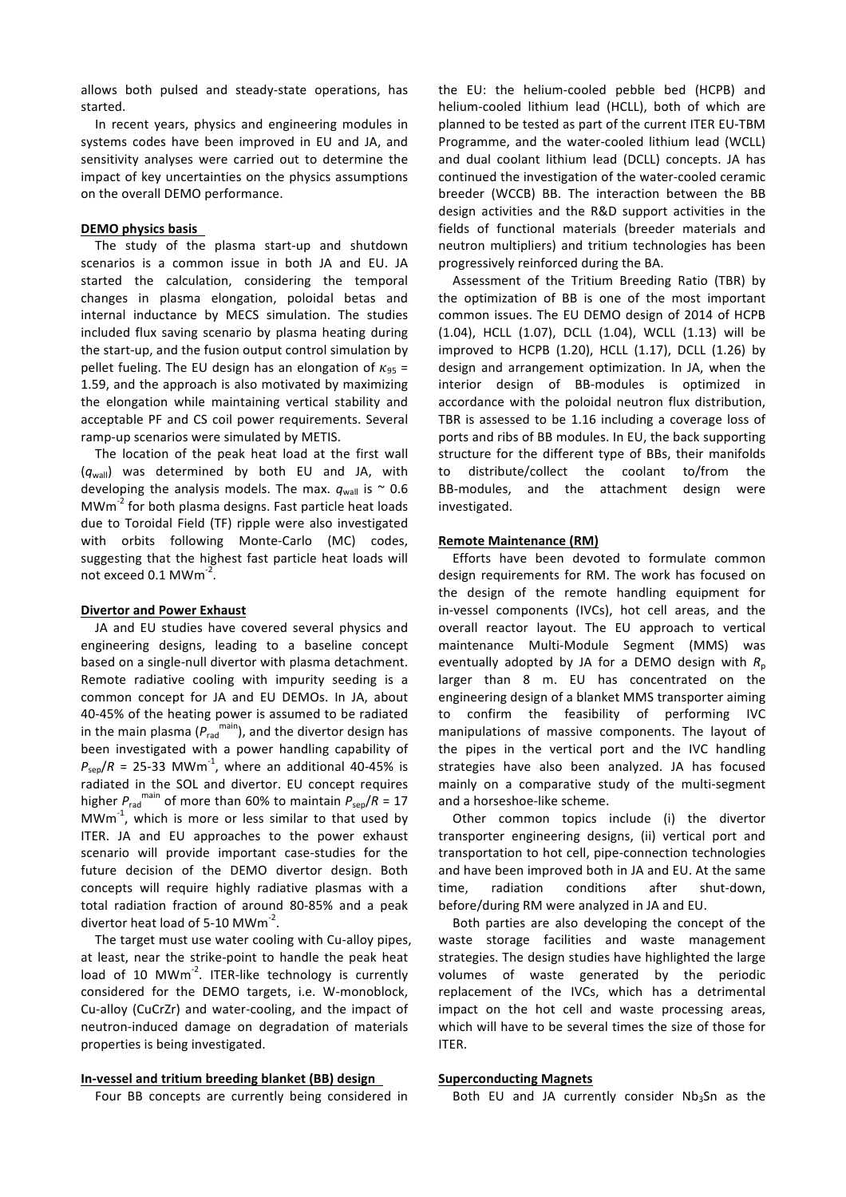allows both pulsed and steady-state operations, has started.

In recent years, physics and engineering modules in systems codes have been improved in EU and JA, and sensitivity analyses were carried out to determine the impact of key uncertainties on the physics assumptions on the overall DEMO performance.

**DEMO physics basis**

The study of the plasma start-up and shutdown scenarios is a common issue in both JA and EU. JA started the calculation, considering the temporal changes in plasma elongation, poloidal betas and internal inductance by MECS simulation. The studies included flux saving scenario by plasma heating during the start-up, and the fusion output control simulation by pellet fueling. The EU design has an elongation of $\kappa_{95}$ = 1.59, and the approach is also motivated by maximizing the elongation while maintaining vertical stability and acceptable PF and CS coil power requirements. Several ramp-up scenarios were simulated by METIS.

The location of the peak heat load at the first wall ($q_{\rm wall}$) was determined by both EU and JA, with developing the analysis models. The max. $q_{\rm wall}$ is ~ 0.6 $\rm MWm^{-2}$ for both plasma designs. Fast particle heat loads due to Toroidal Field (TF) ripple were also investigated with orbits following Monte-Carlo (MC) codes, suggesting that the highest fast particle heat loads will not exceed 0.1 $\rm MWm^{-2}$.

**Divertor and Power Exhaust**

JA and EU studies have covered several physics and engineering designs, leading to a baseline concept based on a single-null divertor with plasma detachment. Remote radiative cooling with impurity seeding is a common concept for JA and EU DEMOs. In JA, about 40-45% of the heating power is assumed to be radiated in the main plasma ($P_{\rm rad}^{\rm main}$), and the divertor design has been investigated with a power handling capability of $P_{\rm sep}/R$ = 25-33 $\rm MWm^{-1}$, where an additional 40-45% is radiated in the SOL and divertor. EU concept requires higher $P_{\rm rad}^{\rm main}$ of more than 60% to maintain $P_{\rm sep}/R$ = 17 $\rm MWm^{-1}$, which is more or less similar to that used by ITER. JA and EU approaches to the power exhaust scenario will provide important case-studies for the future decision of the DEMO divertor design. Both concepts will require highly radiative plasmas with a total radiation fraction of around 80-85% and a peak divertor heat load of 5-10 $\rm MWm^{-2}$.

The target must use water cooling with Cu-alloy pipes, at least, near the strike-point to handle the peak heat load of 10 $\rm MWm^{-2}$. ITER-like technology is currently considered for the DEMO targets, i.e. W-monoblock, Cu-alloy (CuCrZr) and water-cooling, and the impact of neutron-induced damage on degradation of materials properties is being investigated.

**In-vessel and tritium breeding blanket (BB) design**

Four BB concepts are currently being considered in the EU: the helium-cooled pebble bed (HCPB) and helium-cooled lithium lead (HCLL), both of which are planned to be tested as part of the current ITER EU-TBM Programme, and the water-cooled lithium lead (WCLL) and dual coolant lithium lead (DCLL) concepts. JA has continued the investigation of the water-cooled ceramic breeder (WCCB) BB. The interaction between the BB design activities and the R&D support activities in the fields of functional materials (breeder materials and neutron multipliers) and tritium technologies has been progressively reinforced during the BA.

Assessment of the Tritium Breeding Ratio (TBR) by the optimization of BB is one of the most important common issues. The EU DEMO design of 2014 of HCPB (1.04), HCLL (1.07), DCLL (1.04), WCLL (1.13) will be improved to HCPB (1.20), HCLL (1.17), DCLL (1.26) by design and arrangement optimization. In JA, when the interior design of BB-modules is optimized in accordance with the poloidal neutron flux distribution, TBR is assessed to be 1.16 including a coverage loss of ports and ribs of BB modules. In EU, the back supporting structure for the different type of BBs, their manifolds to distribute/collect the coolant to/from the BB-modules, and the attachment design were investigated.

**Remote Maintenance (RM)**

Efforts have been devoted to formulate common design requirements for RM. The work has focused on the design of the remote handling equipment for in-vessel components (IVCs), hot cell areas, and the overall reactor layout. The EU approach to vertical maintenance Multi-Module Segment (MMS) was eventually adopted by JA for a DEMO design with $R_{\rm p}$ larger than 8 m. EU has concentrated on the engineering design of a blanket MMS transporter aiming to confirm the feasibility of performing IVC manipulations of massive components. The layout of the pipes in the vertical port and the IVC handling strategies have also been analyzed. JA has focused mainly on a comparative study of the multi-segment and a horseshoe-like scheme.

Other common topics include (i) the divertor transporter engineering designs, (ii) vertical port and transportation to hot cell, pipe-connection technologies and have been improved both in JA and EU. At the same time, radiation conditions after shut-down, before/during RM were analyzed in JA and EU.

Both parties are also developing the concept of the waste storage facilities and waste management strategies. The design studies have highlighted the large volumes of waste generated by the periodic replacement of the IVCs, which has a detrimental impact on the hot cell and waste processing areas, which will have to be several times the size of those for ITER.

**Superconducting Magnets**

Both EU and JA currently consider $\rm Nb_3Sn$ as the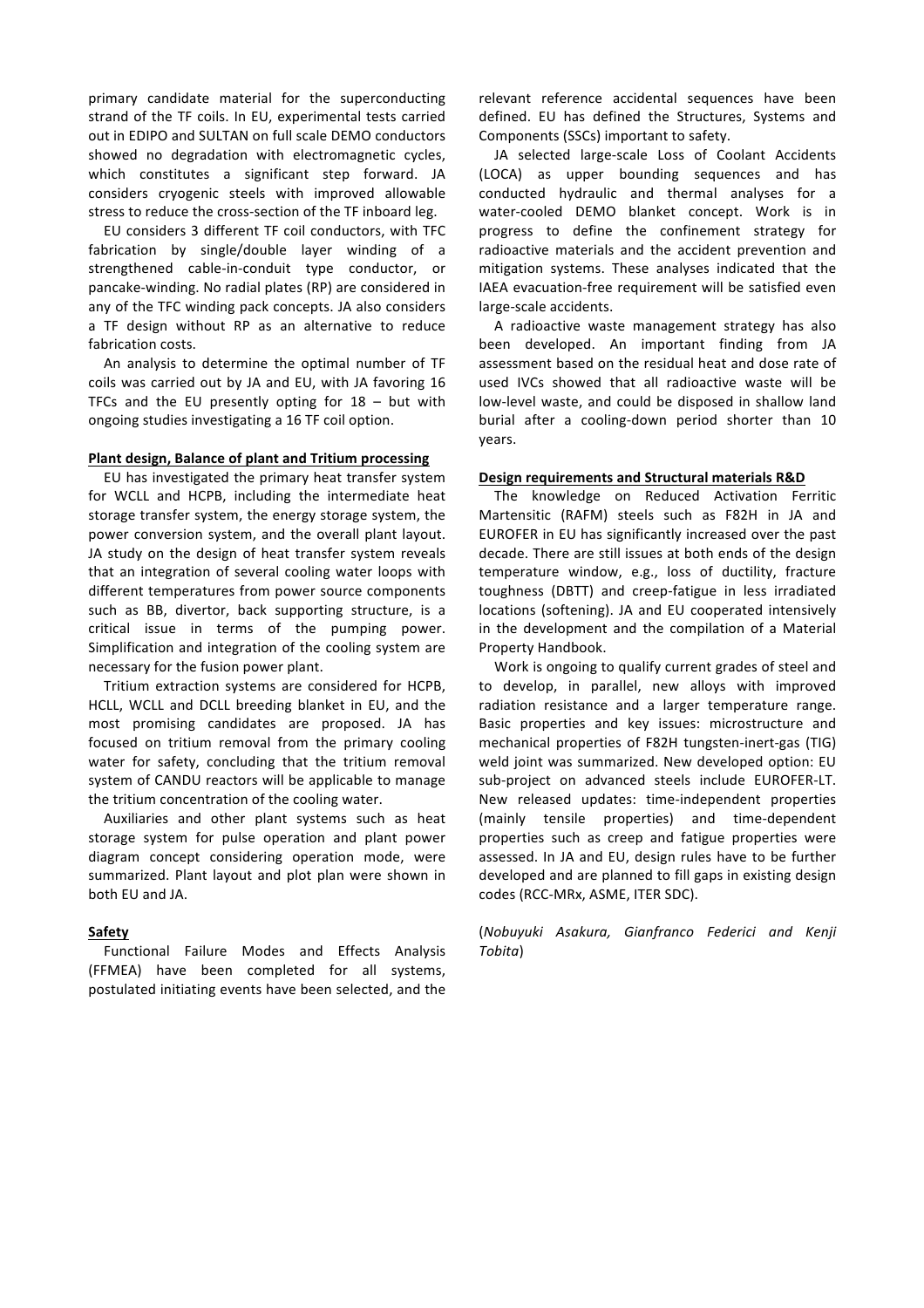primary candidate material for the superconducting strand of the TF coils. In EU, experimental tests carried out in EDIPO and SULTAN on full scale DEMO conductors showed no degradation with electromagnetic cycles, which constitutes a significant step forward. JA considers cryogenic steels with improved allowable stress to reduce the cross-section of the TF inboard leg.

EU considers 3 different TF coil conductors, with TFC fabrication by single/double layer winding of a strengthened cable-in-conduit type conductor, or pancake-winding. No radial plates (RP) are considered in any of the TFC winding pack concepts. JA also considers a TF design without RP as an alternative to reduce fabrication costs.

An analysis to determine the optimal number of TF coils was carried out by JA and EU, with JA favoring 16 TFCs and the EU presently opting for 18 – but with ongoing studies investigating a 16 TF coil option.

**Plant design, Balance of plant and Tritium processing**

EU has investigated the primary heat transfer system for WCLL and HCPB, including the intermediate heat storage transfer system, the energy storage system, the power conversion system, and the overall plant layout. JA study on the design of heat transfer system reveals that an integration of several cooling water loops with different temperatures from power source components such as BB, divertor, back supporting structure, is a critical issue in terms of the pumping power. Simplification and integration of the cooling system are necessary for the fusion power plant.

Tritium extraction systems are considered for HCPB, HCLL, WCLL and DCLL breeding blanket in EU, and the most promising candidates are proposed. JA has focused on tritium removal from the primary cooling water for safety, concluding that the tritium removal system of CANDU reactors will be applicable to manage the tritium concentration of the cooling water.

Auxiliaries and other plant systems such as heat storage system for pulse operation and plant power diagram concept considering operation mode, were summarized. Plant layout and plot plan were shown in both EU and JA.

**Safety**

Functional Failure Modes and Effects Analysis (FFMEA) have been completed for all systems, postulated initiating events have been selected, and the relevant reference accidental sequences have been defined. EU has defined the Structures, Systems and Components (SSCs) important to safety.

JA selected large-scale Loss of Coolant Accidents (LOCA) as upper bounding sequences and has conducted hydraulic and thermal analyses for a water-cooled DEMO blanket concept. Work is in progress to define the confinement strategy for radioactive materials and the accident prevention and mitigation systems. These analyses indicated that the IAEA evacuation-free requirement will be satisfied even large-scale accidents.

A radioactive waste management strategy has also been developed. An important finding from JA assessment based on the residual heat and dose rate of used IVCs showed that all radioactive waste will be low-level waste, and could be disposed in shallow land burial after a cooling-down period shorter than 10 years.

**Design requirements and Structural materials R&D**

The knowledge on Reduced Activation Ferritic Martensitic (RAFM) steels such as F82H in JA and EUROFER in EU has significantly increased over the past decade. There are still issues at both ends of the design temperature window, e.g., loss of ductility, fracture toughness (DBTT) and creep-fatigue in less irradiated locations (softening). JA and EU cooperated intensively in the development and the compilation of a Material Property Handbook.

Work is ongoing to qualify current grades of steel and to develop, in parallel, new alloys with improved radiation resistance and a larger temperature range. Basic properties and key issues: microstructure and mechanical properties of F82H tungsten-inert-gas (TIG) weld joint was summarized. New developed option: EU sub-project on advanced steels include EUROFER-LT. New released updates: time-independent properties (mainly tensile properties) and time-dependent properties such as creep and fatigue properties were assessed. In JA and EU, design rules have to be further developed and are planned to fill gaps in existing design codes (RCC-MRx, ASME, ITER SDC).

(*Nobuyuki Asakura, Gianfranco Federici and Kenji Tobita*)